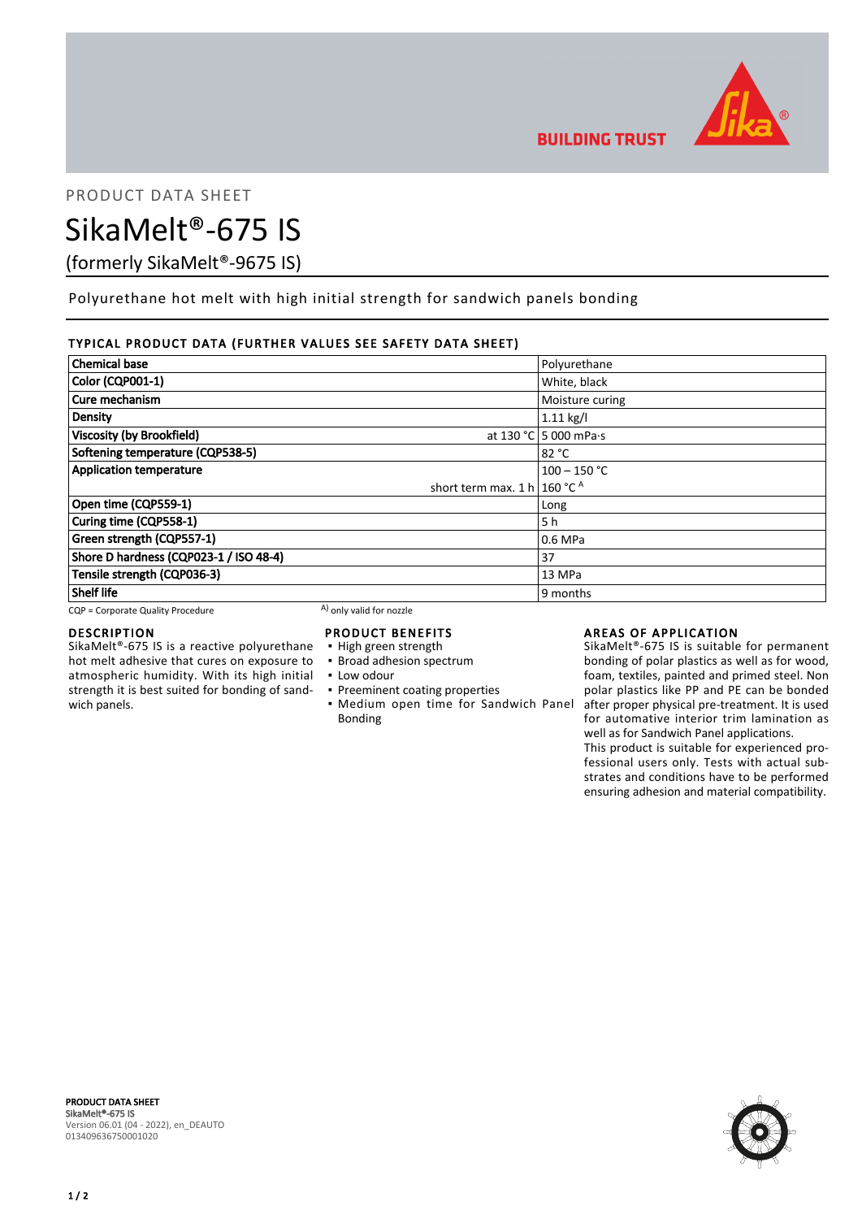PRODUCT DATA SHEET

# SikaMelt®-675 IS

(formerly SikaMelt®-9675 IS)

Polyurethane hot melt with high initial strength for sandwich panels bonding

## TYPICAL PRODUCT DATA (FURTHER VALUES SEE SAFETY DATA SHEET)

| Property | | Value |
|---|---|---|
| **Chemical base** | | Polyurethane |
| **Color (CQP001-1)** | | White, black |
| **Cure mechanism** | | Moisture curing |
| **Density** | | 1.11 kg/l |
| **Viscosity (by Brookfield)** | at 130 °C | 5 000 mPa·s |
| **Softening temperature (CQP538-5)** | | 82 °C |
| **Application temperature** | | 100 – 150 °C |
| | short term max. 1 h | 160 °C [A] |
| **Open time (CQP559-1)** | | Long |
| **Curing time (CQP558-1)** | | 5 h |
| **Green strength (CQP557-1)** | | 0.6 MPa |
| **Shore D hardness (CQP023-1 / ISO 48-4)** | | 37 |
| **Tensile strength (CQP036-3)** | | 13 MPa |
| **Shelf life** | | 9 months |

CQP = Corporate Quality Procedure

[A] only valid for nozzle

## DESCRIPTION

SikaMelt®-675 IS is a reactive polyurethane hot melt adhesive that cures on exposure to atmospheric humidity. With its high initial strength it is best suited for bonding of sandwich panels.

## PRODUCT BENEFITS

- High green strength
- Broad adhesion spectrum
- Low odour
- Preeminent coating properties
- Medium open time for Sandwich Panel Bonding

## AREAS OF APPLICATION

SikaMelt®-675 IS is suitable for permanent bonding of polar plastics as well as for wood, foam, textiles, painted and primed steel. Non polar plastics like PP and PE can be bonded after proper physical pre-treatment. It is used for automative interior trim lamination as well as for Sandwich Panel applications.

This product is suitable for experienced professional users only. Tests with actual substrates and conditions have to be performed ensuring adhesion and material compatibility.

**PRODUCT DATA SHEET**
**SikaMelt®-675 IS**
Version 06.01 (04 - 2022), en_DEAUTO
013409636750001020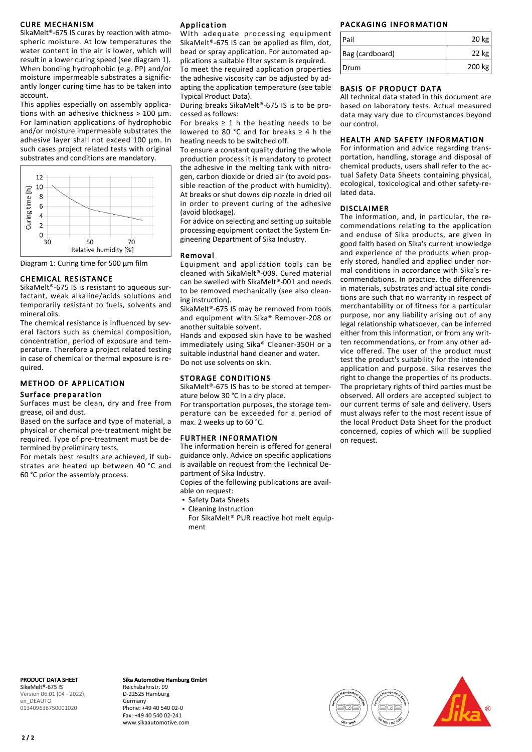## CURE MECHANISM

SikaMelt®-675 IS cures by reaction with atmospheric moisture. At low temperatures the water content in the air is lower, which will result in a lower curing speed (see diagram 1). When bonding hydrophobic (e.g. PP) and/or moisture impermeable substrates a significantly longer curing time has to be taken into account.

This applies especially on assembly applications with an adhesive thickness > 100 µm. For lamination applications of hydrophobic and/or moisture impermeable substrates the adhesive layer shall not exceed 100 µm. In such cases project related tests with original substrates and conditions are mandatory.

Curing time [h]
12
10
8
6
4
2
0
30
50
70
Relative humidity [%]

Diagram 1: Curing time for 500 µm film

## CHEMICAL RESISTANCE

SikaMelt®-675 IS is resistant to aqueous surfactant, weak alkaline/acids solutions and temporarily resistant to fuels, solvents and mineral oils.

The chemical resistance is influenced by several factors such as chemical composition, concentration, period of exposure and temperature. Therefore a project related testing in case of chemical or thermal exposure is required.

## METHOD OF APPLICATION

### Surface preparation

Surfaces must be clean, dry and free from grease, oil and dust.

Based on the surface and type of material, a physical or chemical pre-treatment might be required. Type of pre-treatment must be determined by preliminary tests.

For metals best results are achieved, if substrates are heated up between 40 °C and 60 °C prior the assembly process.

### Application

With adequate processing equipment SikaMelt®-675 IS can be applied as film, dot, bead or spray application. For automated applications a suitable filter system is required.

To meet the required application properties the adhesive viscosity can be adjusted by adapting the application temperature (see table Typical Product Data).

During breaks SikaMelt®-675 IS is to be processed as follows:

For breaks ≥ 1 h the heating needs to be lowered to 80 °C and for breaks ≥ 4 h the heating needs to be switched off.

To ensure a constant quality during the whole production process it is mandatory to protect the adhesive in the melting tank with nitrogen, carbon dioxide or dried air (to avoid possible reaction of the product with humidity). At breaks or shut downs dip nozzle in dried oil in order to prevent curing of the adhesive (avoid blockage).

For advice on selecting and setting up suitable processing equipment contact the System Engineering Department of Sika Industry.

### Removal

Equipment and application tools can be cleaned with SikaMelt®-009. Cured material can be swelled with SikaMelt®-001 and needs to be removed mechanically (see also cleaning instruction).

SikaMelt®-675 IS may be removed from tools and equipment with Sika® Remover-208 or another suitable solvent.

Hands and exposed skin have to be washed immediately using Sika® Cleaner-350H or a suitable industrial hand cleaner and water.

Do not use solvents on skin.

## STORAGE CONDITIONS

SikaMelt®-675 IS has to be stored at temperature below 30 °C in a dry place.

For transportation purposes, the storage temperature can be exceeded for a period of max. 2 weeks up to 60 °C.

## FURTHER INFORMATION

The information herein is offered for general guidance only. Advice on specific applications is available on request from the Technical Department of Sika Industry.

Copies of the following publications are available on request:

- Safety Data Sheets
- Cleaning Instruction
  For SikaMelt® PUR reactive hot melt equipment

## PACKAGING INFORMATION

| | |
|---|---|
| Pail | 20 kg |
| Bag (cardboard) | 22 kg |
| Drum | 200 kg |

## BASIS OF PRODUCT DATA

All technical data stated in this document are based on laboratory tests. Actual measured data may vary due to circumstances beyond our control.

## HEALTH AND SAFETY INFORMATION

For information and advice regarding transportation, handling, storage and disposal of chemical products, users shall refer to the actual Safety Data Sheets containing physical, ecological, toxicological and other safety-related data.

## DISCLAIMER

The information, and, in particular, the recommendations relating to the application and enduse of Sika products, are given in good faith based on Sika's current knowledge and experience of the products when properly stored, handled and applied under normal conditions in accordance with Sika's recommendations. In practice, the differences in materials, substrates and actual site conditions are such that no warranty in respect of merchantability or of fitness for a particular purpose, nor any liability arising out of any legal relationship whatsoever, can be inferred either from this information, or from any written recommendations, or from any other advice offered. The user of the product must test the product's suitability for the intended application and purpose. Sika reserves the right to change the properties of its products. The proprietary rights of third parties must be observed. All orders are accepted subject to our current terms of sale and delivery. Users must always refer to the most recent issue of the local Product Data Sheet for the product concerned, copies of which will be supplied on request.

**PRODUCT DATA SHEET**
**SikaMelt®-675 IS**
Version 06.01 (04 - 2022), en_DEAUTO
013409636750001020

**Sika Automotive Hamburg GmbH**
Reichsbahnstr. 99
D-22525 Hamburg
Germany
Phone: +49 40 540 02-0
Fax: +49 40 540 02-241
www.sikaautomotive.com